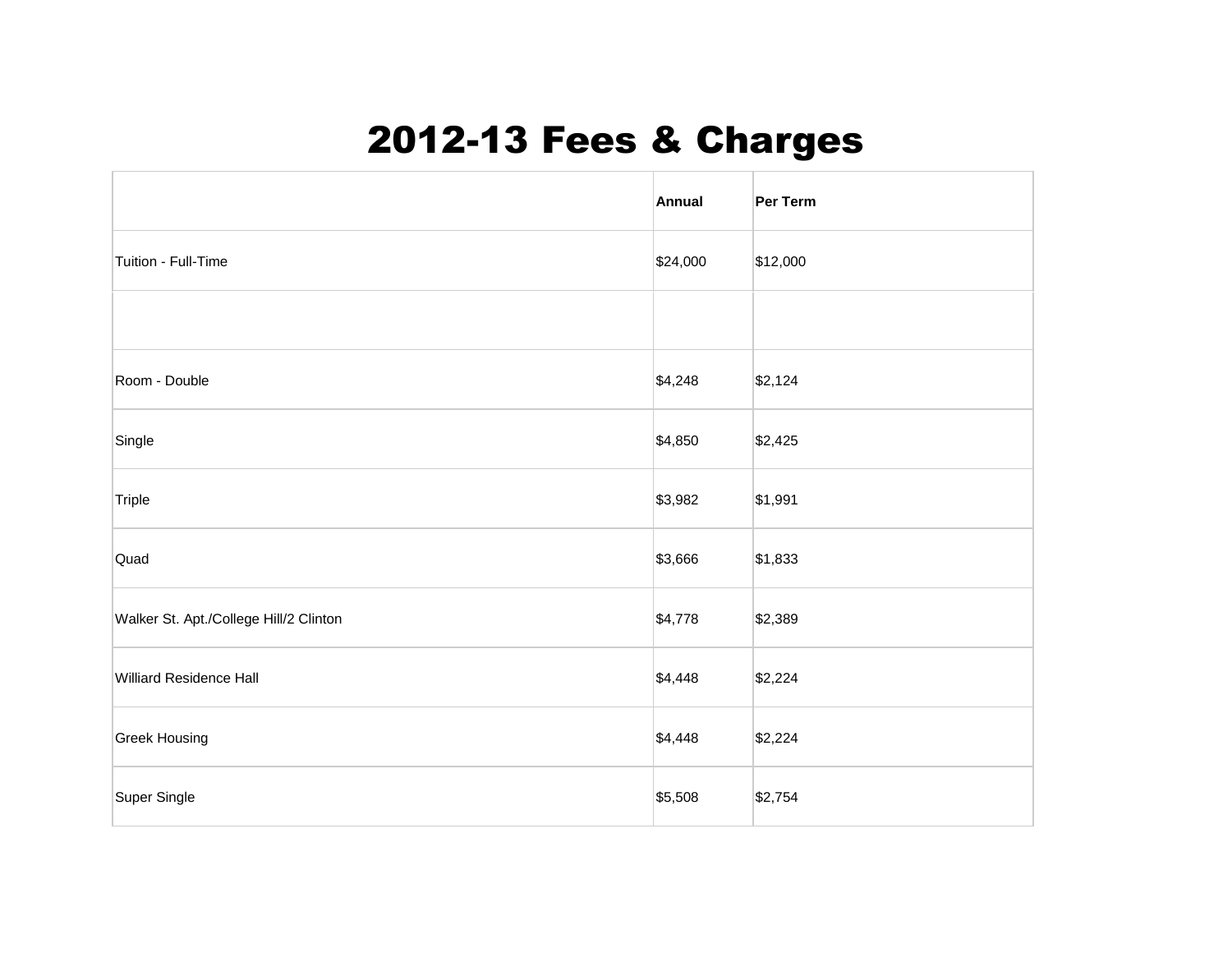# 2012-13 Fees & Charges

| | Annual | Per Term |
|---|---|---|
| Tuition - Full-Time | $24,000 | $12,000 |
| | | |
| Room - Double | $4,248 | $2,124 |
| Single | $4,850 | $2,425 |
| Triple | $3,982 | $1,991 |
| Quad | $3,666 | $1,833 |
| Walker St. Apt./College Hill/2 Clinton | $4,778 | $2,389 |
| Williard Residence Hall | $4,448 | $2,224 |
| Greek Housing | $4,448 | $2,224 |
| Super Single | $5,508 | $2,754 |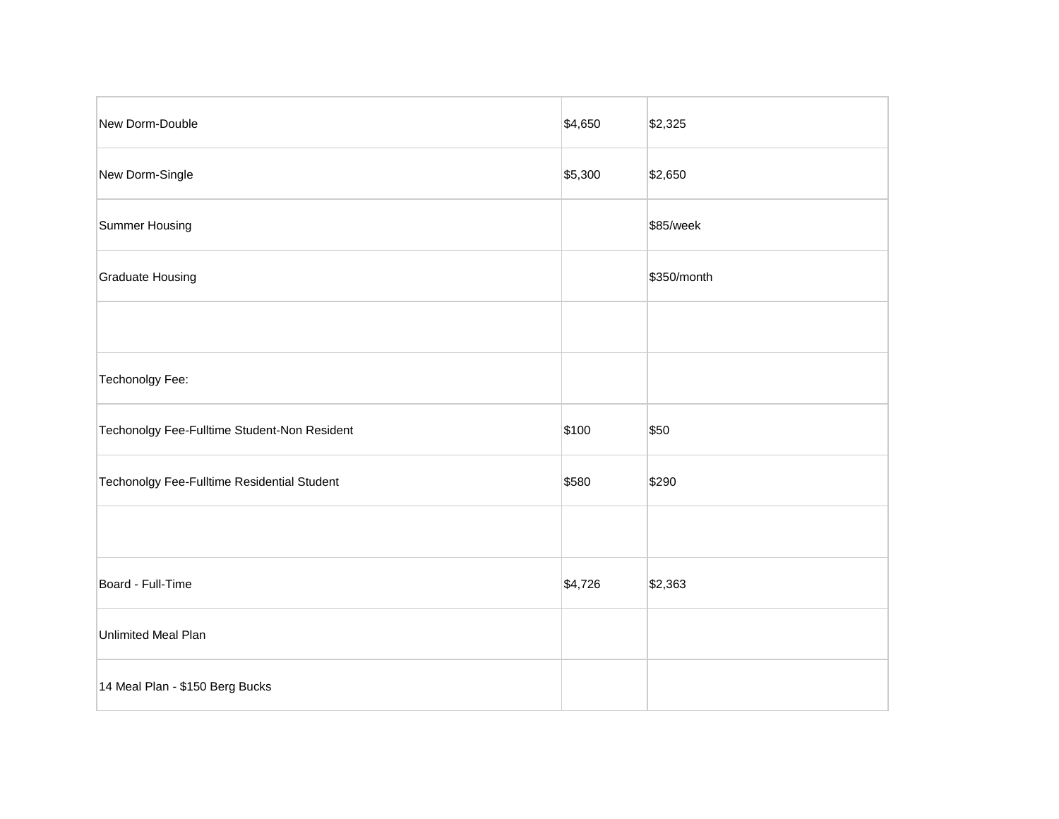| | | |
|---|---|---|
| New Dorm-Double | $4,650 | $2,325 |
| New Dorm-Single | $5,300 | $2,650 |
| Summer Housing | | $85/week |
| Graduate Housing | | $350/month |
| | | |
| Techonolgy Fee: | | |
| Techonolgy Fee-Fulltime Student-Non Resident | $100 | $50 |
| Techonolgy Fee-Fulltime Residential Student | $580 | $290 |
| | | |
| Board - Full-Time | $4,726 | $2,363 |
| Unlimited Meal Plan | | |
| 14 Meal Plan - $150 Berg Bucks | | |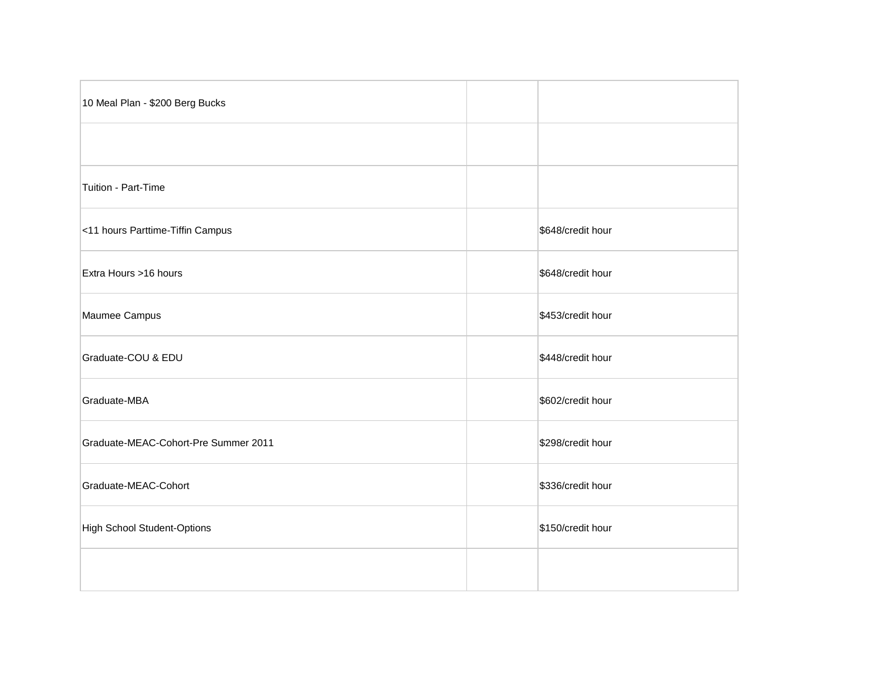| | | |
|---|---|---|
| 10 Meal Plan - $200 Berg Bucks | | |
| | | |
| Tuition - Part-Time | | |
| <11 hours Parttime-Tiffin Campus | | $648/credit hour |
| Extra Hours >16 hours | | $648/credit hour |
| Maumee Campus | | $453/credit hour |
| Graduate-COU & EDU | | $448/credit hour |
| Graduate-MBA | | $602/credit hour |
| Graduate-MEAC-Cohort-Pre Summer 2011 | | $298/credit hour |
| Graduate-MEAC-Cohort | | $336/credit hour |
| High School Student-Options | | $150/credit hour |
| | | |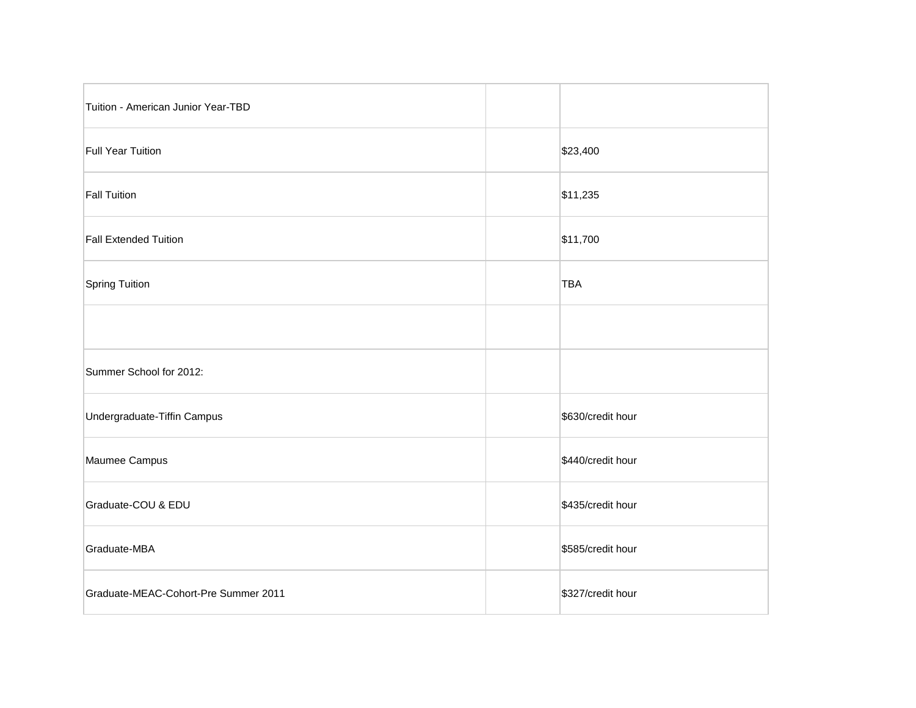| Tuition - American Junior Year-TBD | | |
| --- | --- | --- |
| Full Year Tuition | | $23,400 |
| Fall Tuition | | $11,235 |
| Fall Extended Tuition | | $11,700 |
| Spring Tuition | | TBA |
| | | |
| Summer School for 2012: | | |
| Undergraduate-Tiffin Campus | | $630/credit hour |
| Maumee Campus | | $440/credit hour |
| Graduate-COU & EDU | | $435/credit hour |
| Graduate-MBA | | $585/credit hour |
| Graduate-MEAC-Cohort-Pre Summer 2011 | | $327/credit hour |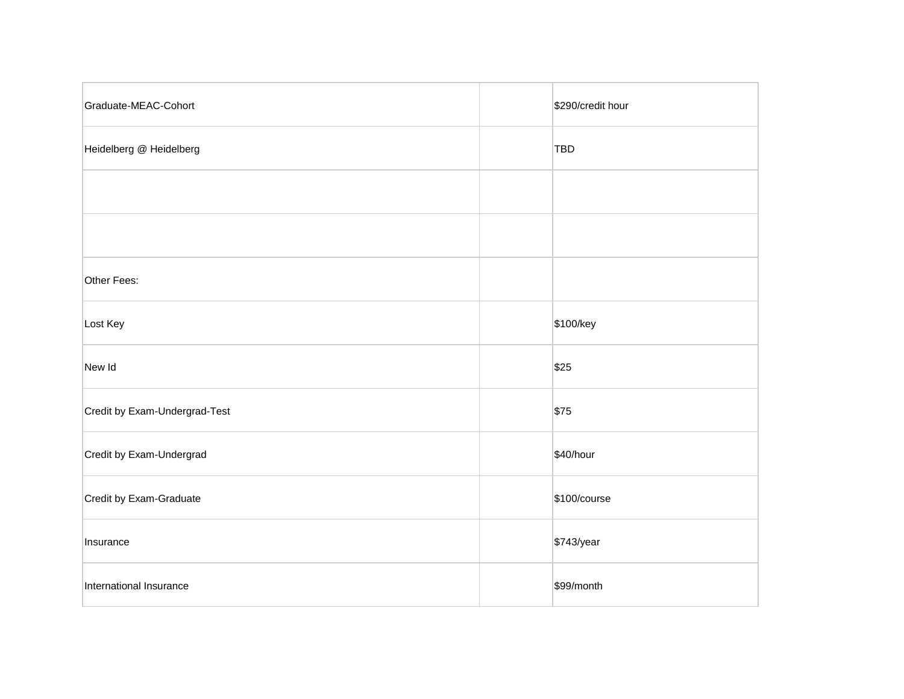| | | |
|---|---|---|
| Graduate-MEAC-Cohort | | $290/credit hour |
| Heidelberg @ Heidelberg | | TBD |
| | | |
| | | |
| Other Fees: | | |
| Lost Key | | $100/key |
| New Id | | $25 |
| Credit by Exam-Undergrad-Test | | $75 |
| Credit by Exam-Undergrad | | $40/hour |
| Credit by Exam-Graduate | | $100/course |
| Insurance | | $743/year |
| International Insurance | | $99/month |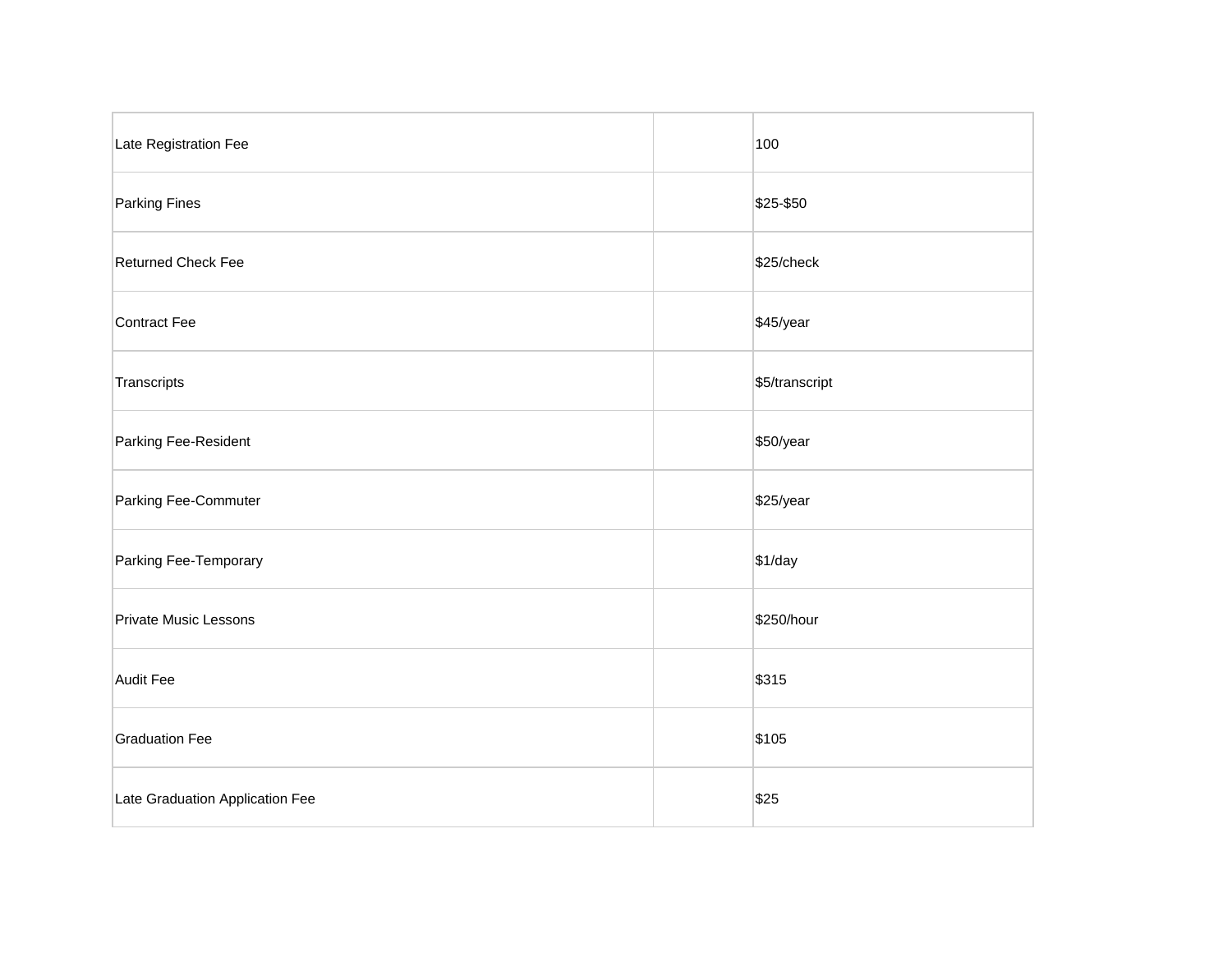| | | |
|---|---|---|
| Late Registration Fee | | 100 |
| Parking Fines | | $25-$50 |
| Returned Check Fee | | $25/check |
| Contract Fee | | $45/year |
| Transcripts | | $5/transcript |
| Parking Fee-Resident | | $50/year |
| Parking Fee-Commuter | | $25/year |
| Parking Fee-Temporary | | $1/day |
| Private Music Lessons | | $250/hour |
| Audit Fee | | $315 |
| Graduation Fee | | $105 |
| Late Graduation Application Fee | | $25 |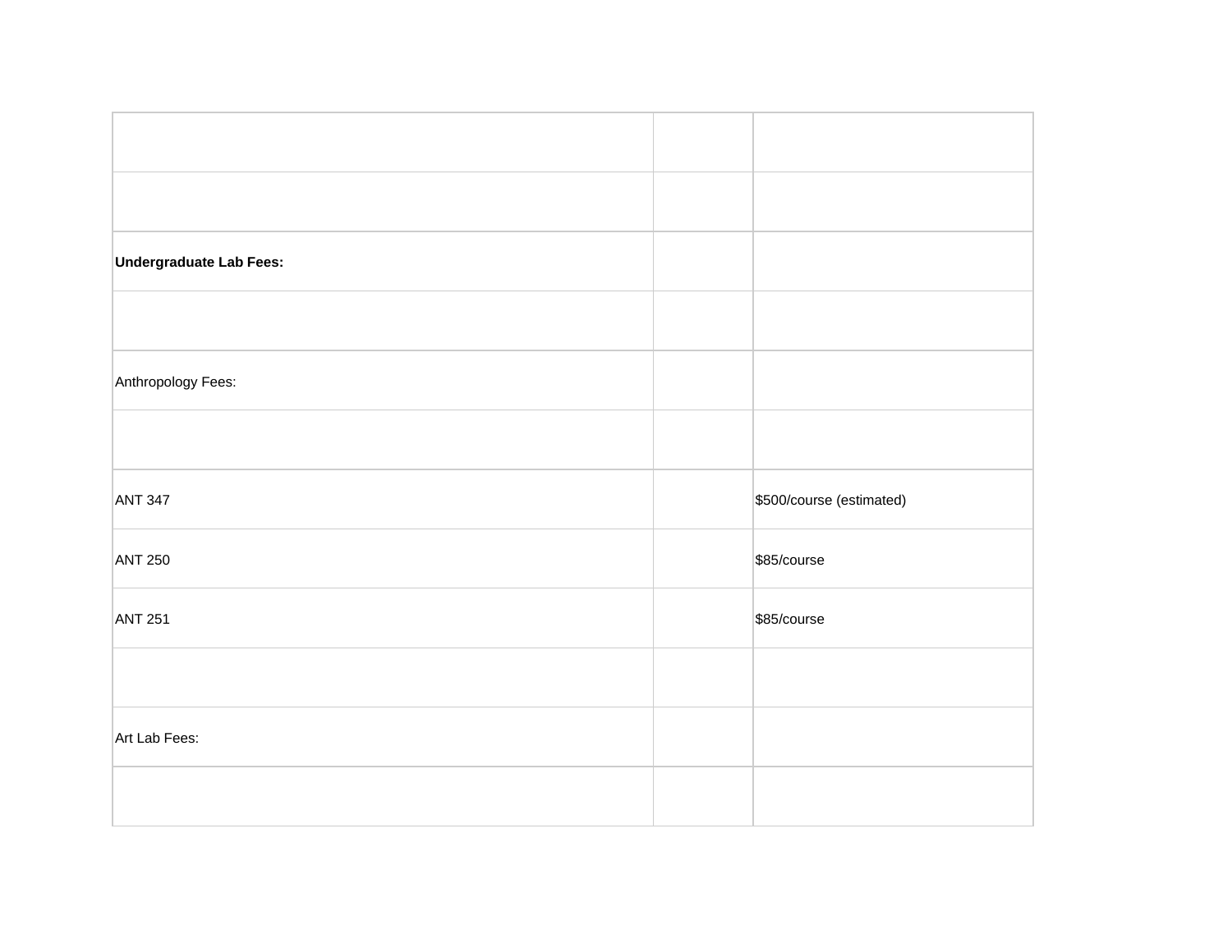| | | |
|---|---|---|
| | | |
| **Undergraduate Lab Fees:** | | |
| | | |
| Anthropology Fees: | | |
| | | |
| ANT 347 | | $500/course (estimated) |
| ANT 250 | | $85/course |
| ANT 251 | | $85/course |
| | | |
| Art Lab Fees: | | |
| | | |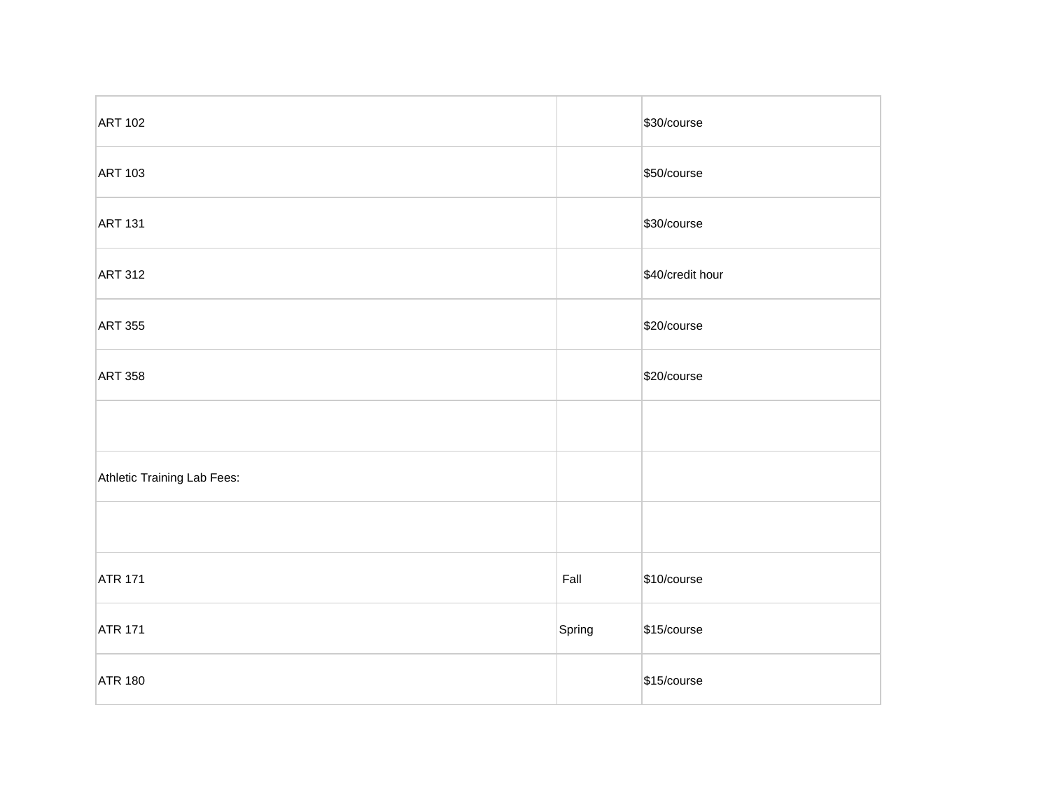| | | |
|---|---|---|
| ART 102 | | $30/course |
| ART 103 | | $50/course |
| ART 131 | | $30/course |
| ART 312 | | $40/credit hour |
| ART 355 | | $20/course |
| ART 358 | | $20/course |
| | | |
| Athletic Training Lab Fees: | | |
| | | |
| ATR 171 | Fall | $10/course |
| ATR 171 | Spring | $15/course |
| ATR 180 | | $15/course |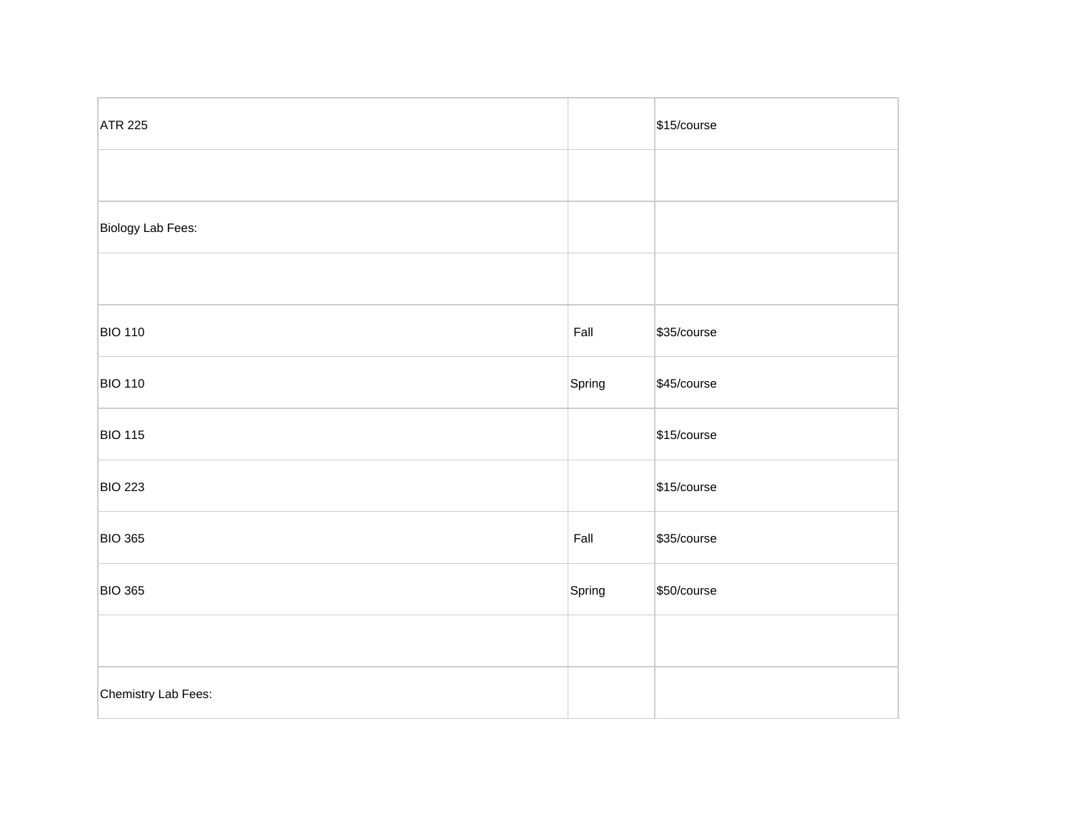| ATR 225 | | $15/course |
|---|---|---|
| | | |
| Biology Lab Fees: | | |
| | | |
| BIO 110 | Fall | $35/course |
| BIO 110 | Spring | $45/course |
| BIO 115 | | $15/course |
| BIO 223 | | $15/course |
| BIO 365 | Fall | $35/course |
| BIO 365 | Spring | $50/course |
| | | |
| Chemistry Lab Fees: | | |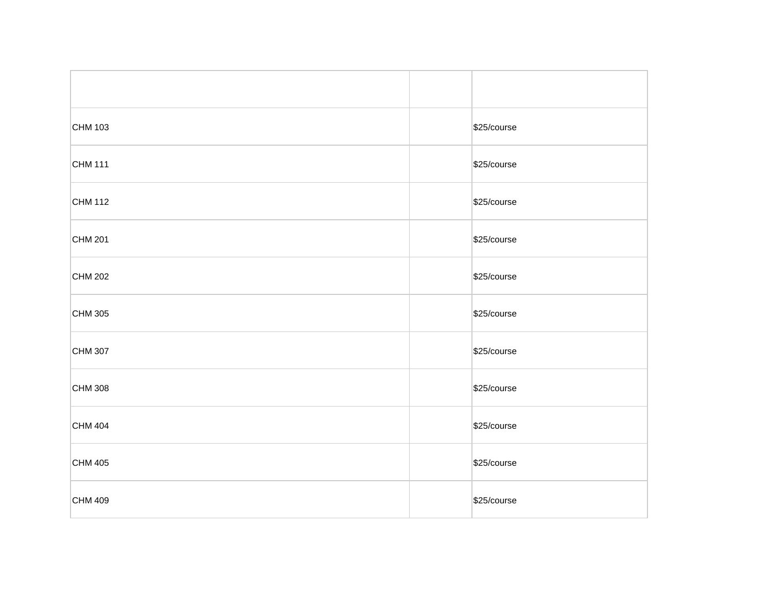| | | |
|---|---|---|
| CHM 103 | | $25/course |
| CHM 111 | | $25/course |
| CHM 112 | | $25/course |
| CHM 201 | | $25/course |
| CHM 202 | | $25/course |
| CHM 305 | | $25/course |
| CHM 307 | | $25/course |
| CHM 308 | | $25/course |
| CHM 404 | | $25/course |
| CHM 405 | | $25/course |
| CHM 409 | | $25/course |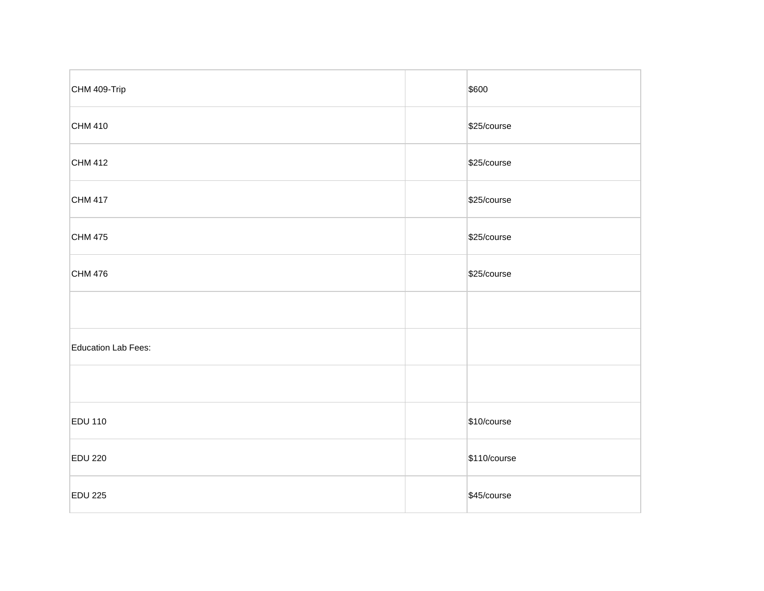| | | |
|---|---|---|
| CHM 409-Trip | | $600 |
| CHM 410 | | $25/course |
| CHM 412 | | $25/course |
| CHM 417 | | $25/course |
| CHM 475 | | $25/course |
| CHM 476 | | $25/course |
| | | |
| Education Lab Fees: | | |
| | | |
| EDU 110 | | $10/course |
| EDU 220 | | $110/course |
| EDU 225 | | $45/course |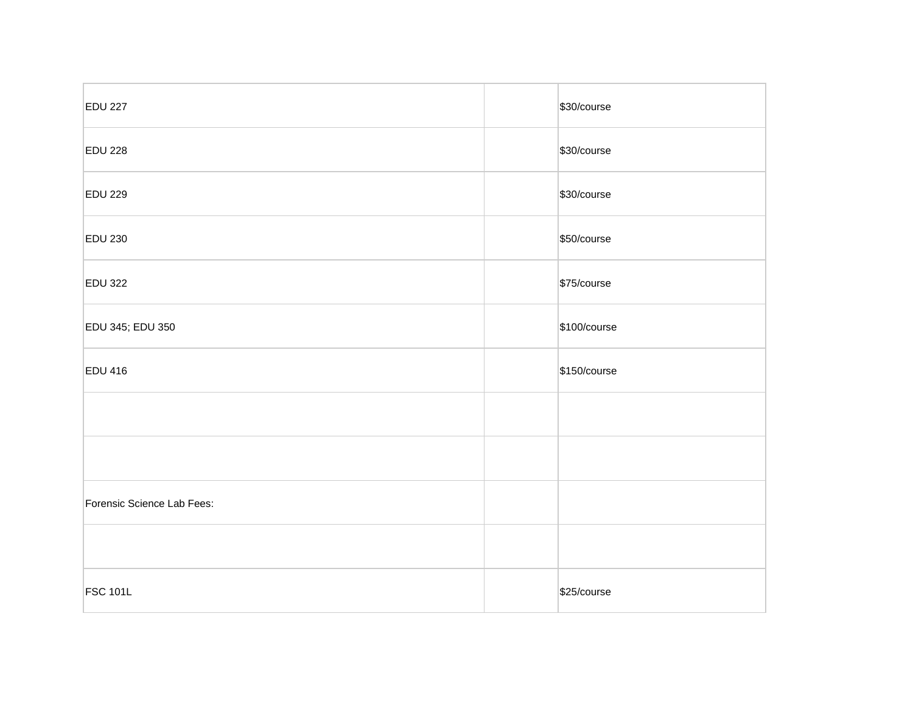| | | |
|---|---|---|
| EDU 227 | | $30/course |
| EDU 228 | | $30/course |
| EDU 229 | | $30/course |
| EDU 230 | | $50/course |
| EDU 322 | | $75/course |
| EDU 345; EDU 350 | | $100/course |
| EDU 416 | | $150/course |
| | | |
| | | |
| Forensic Science Lab Fees: | | |
| | | |
| FSC 101L | | $25/course |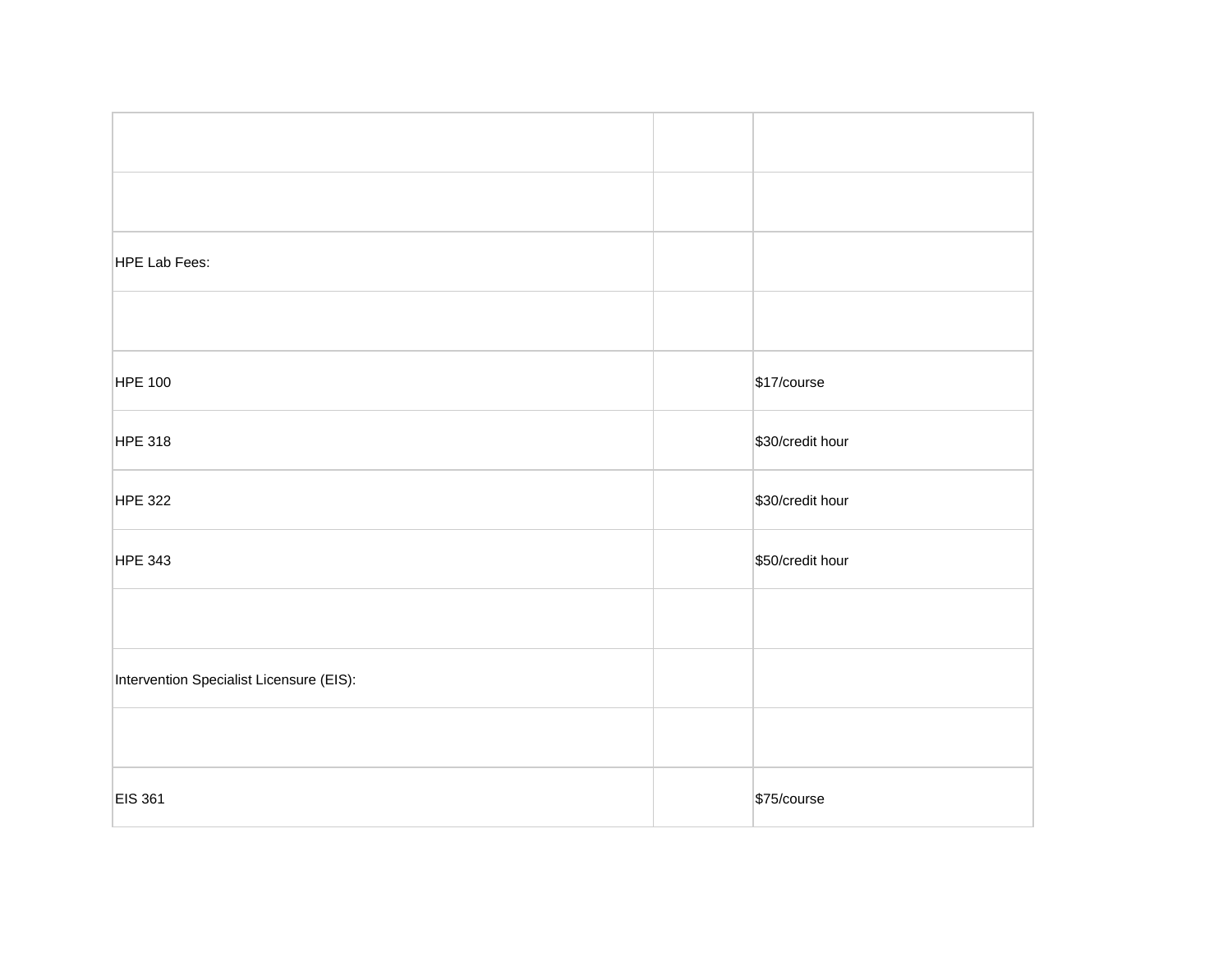| | | |
|---|---|---|
| | | |
| HPE Lab Fees: | | |
| | | |
| HPE 100 | | $17/course |
| HPE 318 | | $30/credit hour |
| HPE 322 | | $30/credit hour |
| HPE 343 | | $50/credit hour |
| | | |
| Intervention Specialist Licensure (EIS): | | |
| | | |
| EIS 361 | | $75/course |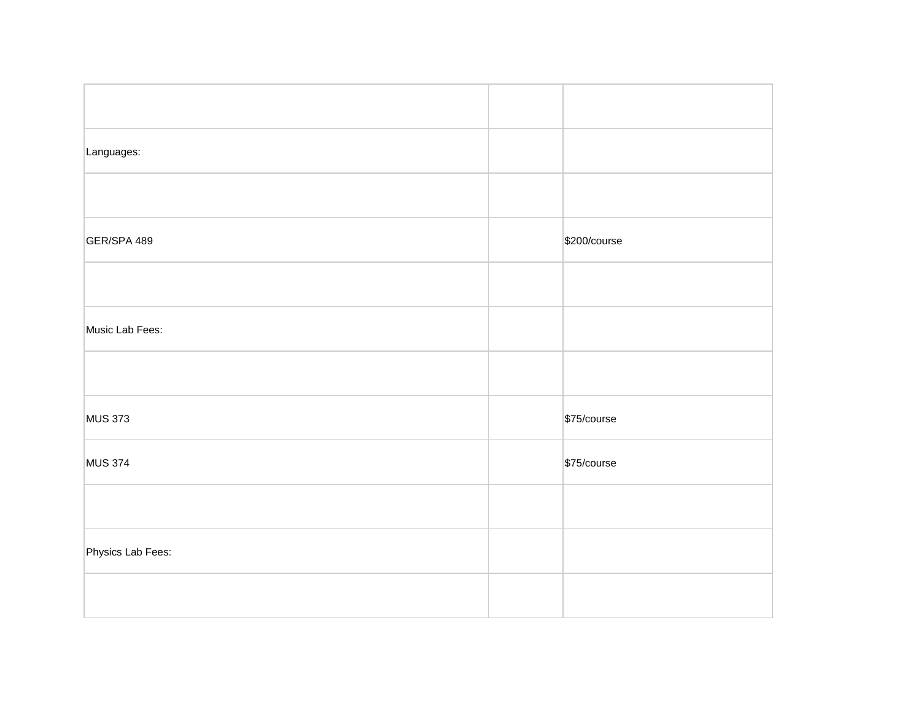| | | |
|---|---|---|
| Languages: | | |
| | | |
| GER/SPA 489 | | $200/course |
| | | |
| Music Lab Fees: | | |
| | | |
| MUS 373 | | $75/course |
| MUS 374 | | $75/course |
| | | |
| Physics Lab Fees: | | |
| | | |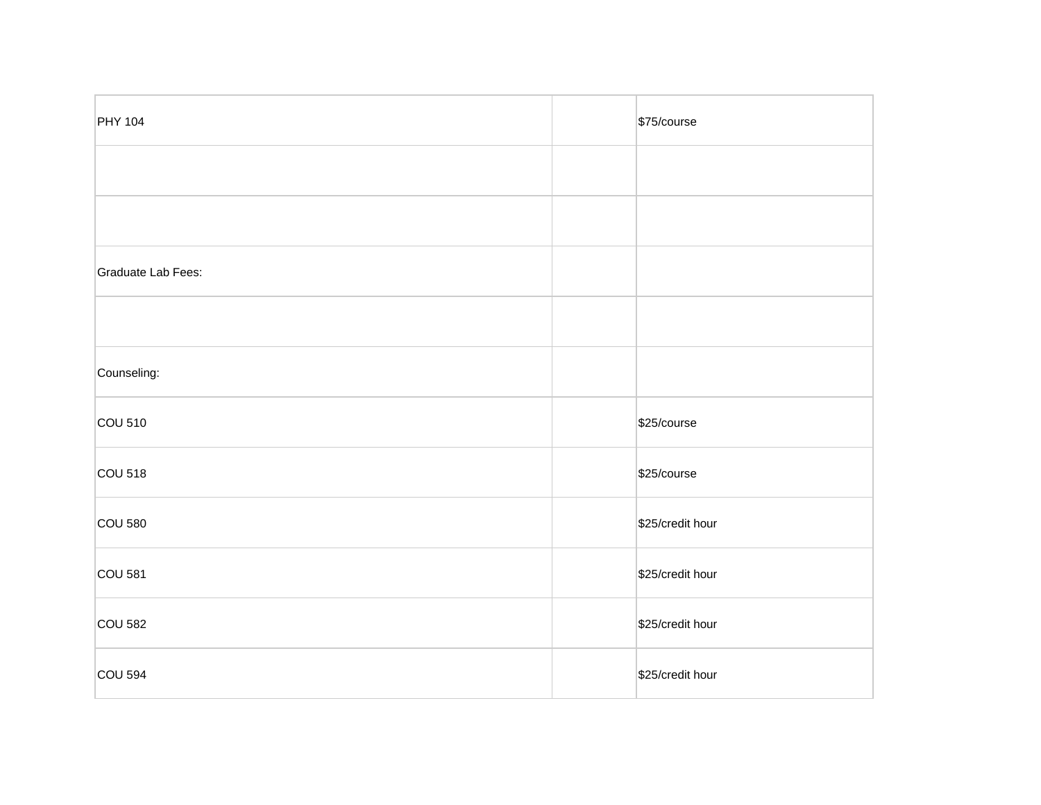| | | |
|---|---|---|
| PHY 104 | | $75/course |
| | | |
| | | |
| Graduate Lab Fees: | | |
| | | |
| Counseling: | | |
| COU 510 | | $25/course |
| COU 518 | | $25/course |
| COU 580 | | $25/credit hour |
| COU 581 | | $25/credit hour |
| COU 582 | | $25/credit hour |
| COU 594 | | $25/credit hour |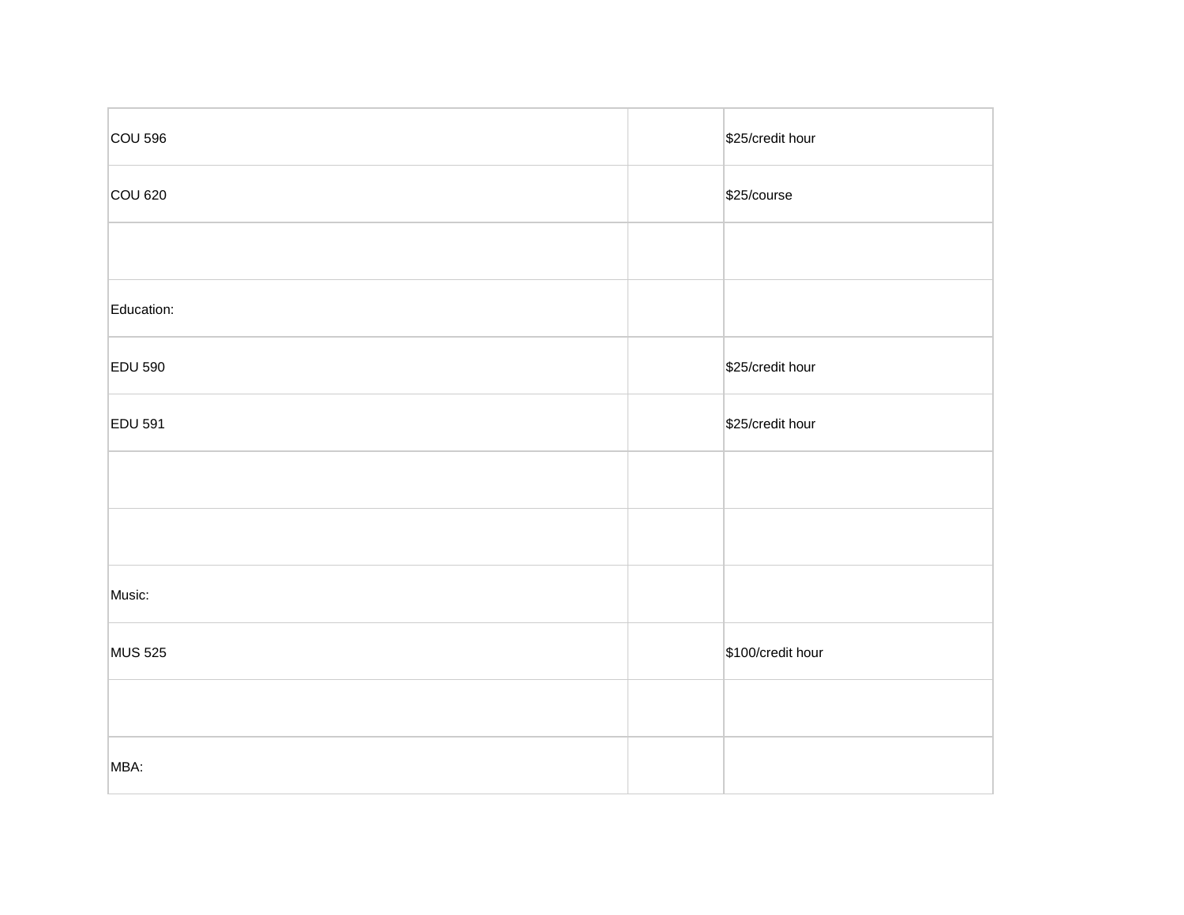| | | |
|---|---|---|
| COU 596 | | $25/credit hour |
| COU 620 | | $25/course |
| | | |
| Education: | | |
| EDU 590 | | $25/credit hour |
| EDU 591 | | $25/credit hour |
| | | |
| | | |
| Music: | | |
| MUS 525 | | $100/credit hour |
| | | |
| MBA: | | |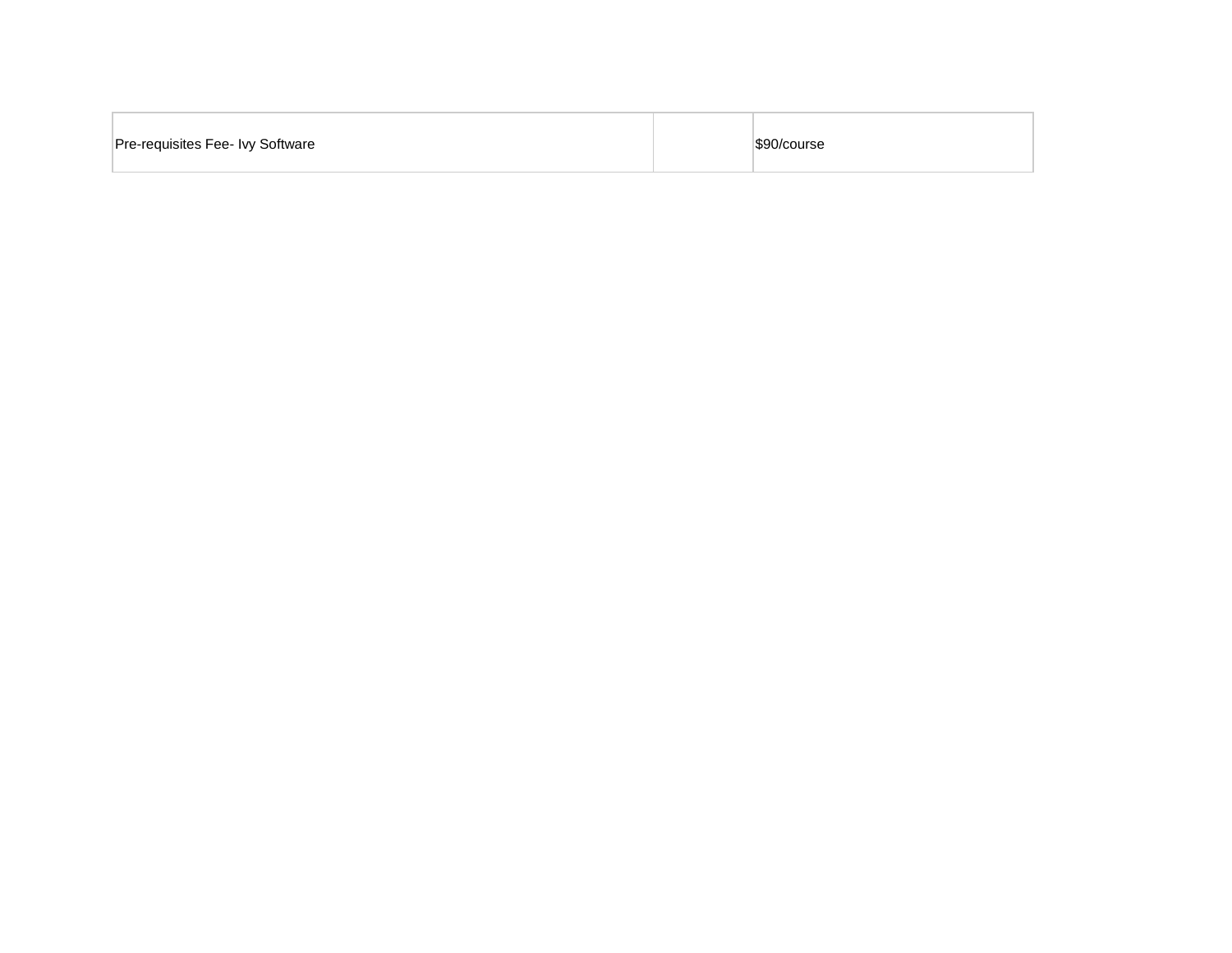| | | |
|---|---|---|
| Pre-requisites Fee- Ivy Software | | $90/course |